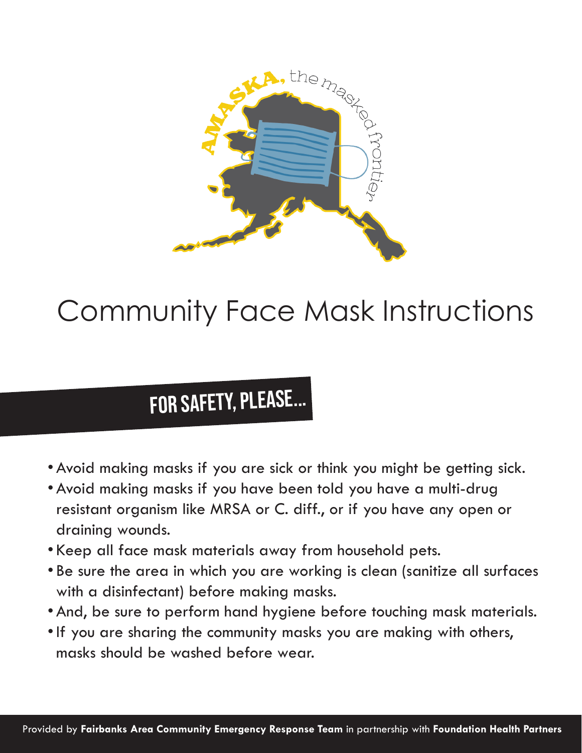AMASKA, the masked frontier

# Community Face Mask Instructions

## FOR SAFETY, PLEASE...

- Avoid making masks if you are sick or think you might be getting sick.
- Avoid making masks if you have been told you have a multi-drug resistant organism like MRSA or C. diff., or if you have any open or draining wounds.
- Keep all face mask materials away from household pets.
- Be sure the area in which you are working is clean (sanitize all surfaces with a disinfectant) before making masks.
- And, be sure to perform hand hygiene before touching mask materials.
- If you are sharing the community masks you are making with others, masks should be washed before wear.

Provided by **Fairbanks Area Community Emergency Response Team** in partnership with **Foundation Health Partners**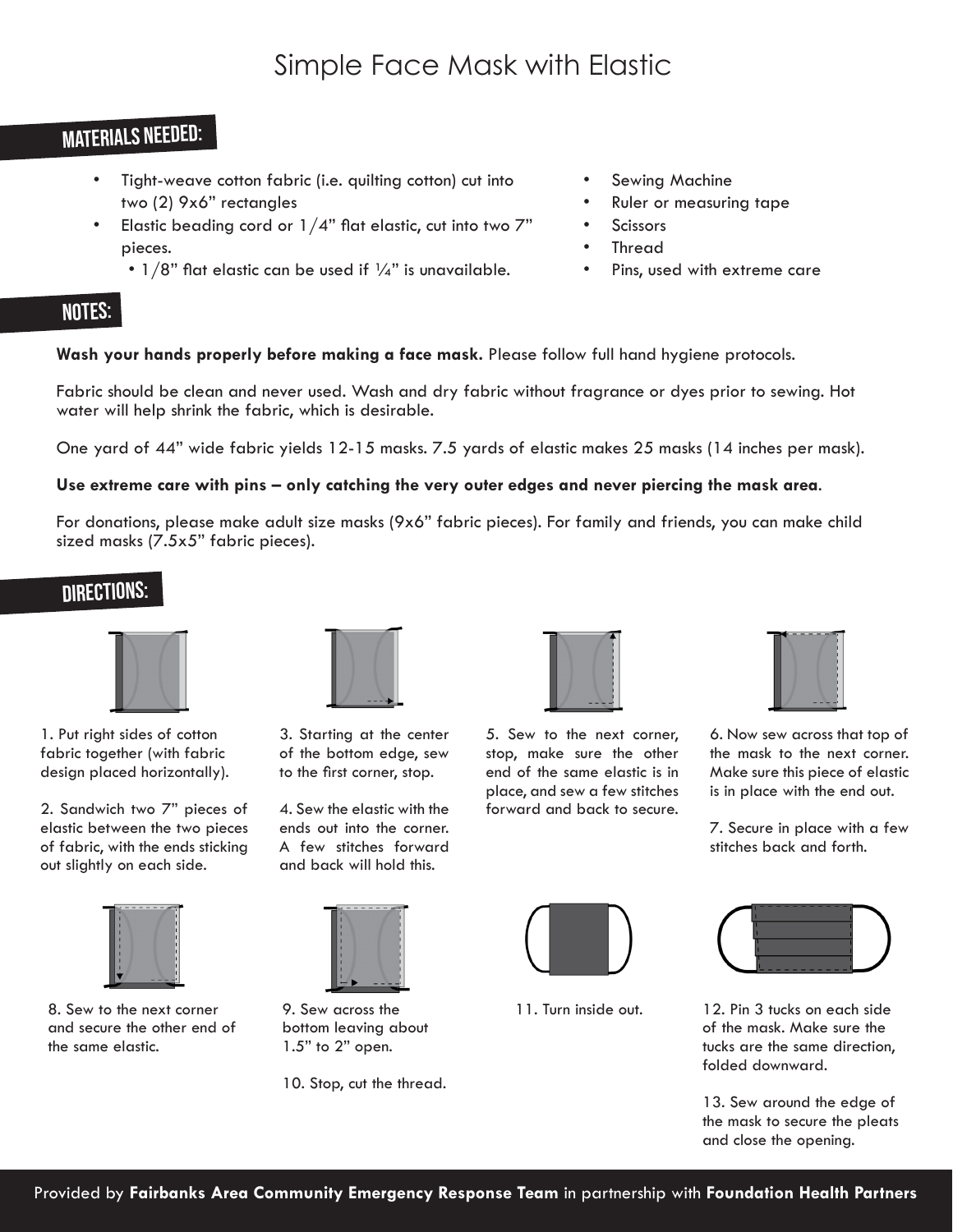# Simple Face Mask with Elastic

## MATERIALS NEEDED:

- Tight-weave cotton fabric (i.e. quilting cotton) cut into two (2) 9x6" rectangles
- Elastic beading cord or 1/4" flat elastic, cut into two 7" pieces.
  - 1/8" flat elastic can be used if ¼" is unavailable.
- Sewing Machine
- Ruler or measuring tape
- Scissors
- Thread
- Pins, used with extreme care

## NOTES:

**Wash your hands properly before making a face mask.** Please follow full hand hygiene protocols.

Fabric should be clean and never used. Wash and dry fabric without fragrance or dyes prior to sewing. Hot water will help shrink the fabric, which is desirable.

One yard of 44" wide fabric yields 12-15 masks. 7.5 yards of elastic makes 25 masks (14 inches per mask).

**Use extreme care with pins – only catching the very outer edges and never piercing the mask area.**

For donations, please make adult size masks (9x6" fabric pieces). For family and friends, you can make child sized masks (7.5x5" fabric pieces).

## DIRECTIONS:

1. Put right sides of cotton fabric together (with fabric design placed horizontally).

2. Sandwich two 7" pieces of elastic between the two pieces of fabric, with the ends sticking out slightly on each side.

3. Starting at the center of the bottom edge, sew to the first corner, stop.

4. Sew the elastic with the ends out into the corner. A few stitches forward and back will hold this.

5. Sew to the next corner, stop, make sure the other end of the same elastic is in place, and sew a few stitches forward and back to secure.

6. Now sew across that top of the mask to the next corner. Make sure this piece of elastic is in place with the end out.

7. Secure in place with a few stitches back and forth.

8. Sew to the next corner and secure the other end of the same elastic.

9. Sew across the bottom leaving about 1.5" to 2" open.

10. Stop, cut the thread.

11. Turn inside out.

12. Pin 3 tucks on each side of the mask. Make sure the tucks are the same direction, folded downward.

13. Sew around the edge of the mask to secure the pleats and close the opening.

Provided by **Fairbanks Area Community Emergency Response Team** in partnership with **Foundation Health Partners**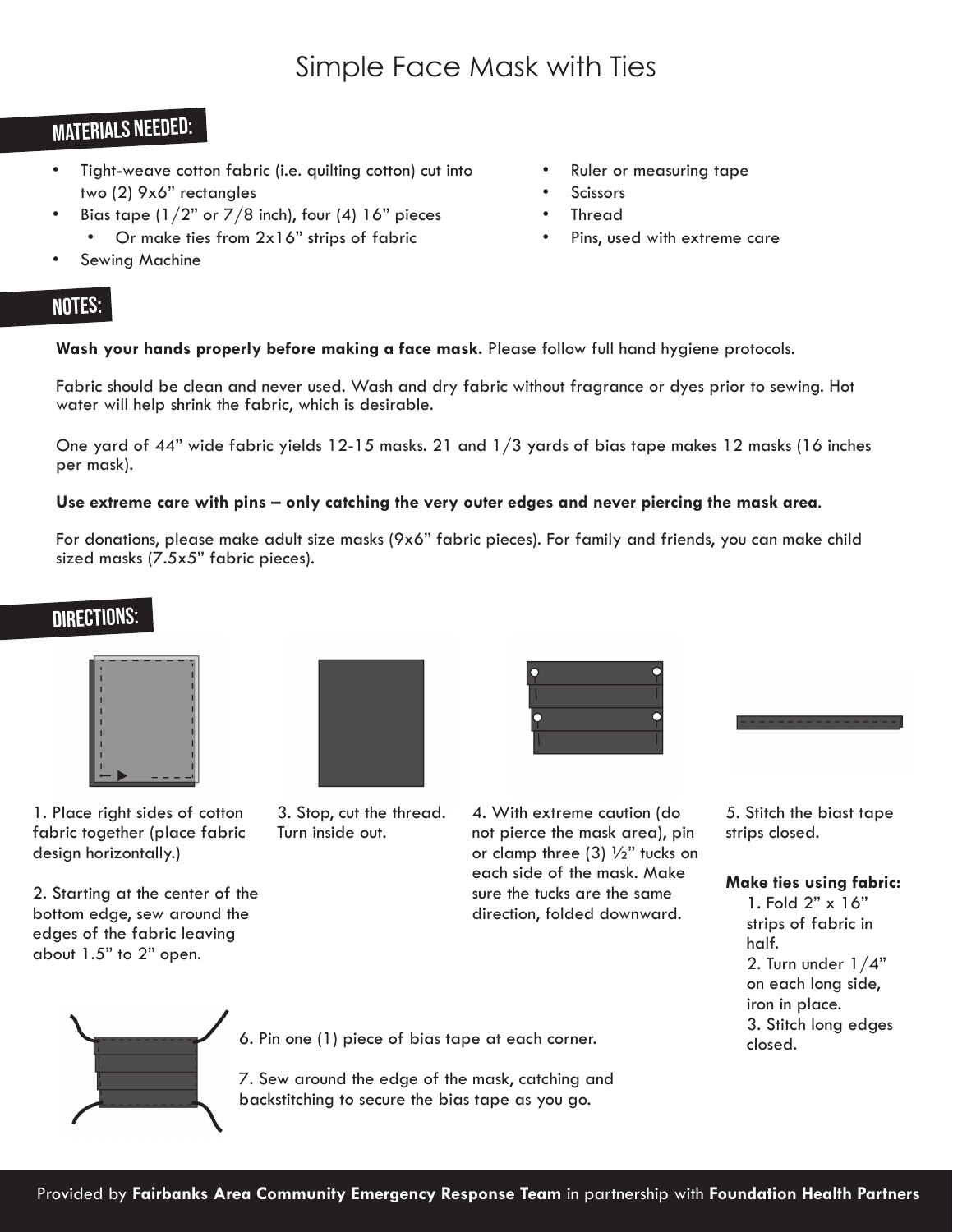# Simple Face Mask with Ties

## MATERIALS NEEDED:

- Tight-weave cotton fabric (i.e. quilting cotton) cut into two (2) 9x6" rectangles
- Bias tape (1/2" or 7/8 inch), four (4) 16" pieces
  - Or make ties from 2x16" strips of fabric
- Sewing Machine
- Ruler or measuring tape
- Scissors
- Thread
- Pins, used with extreme care

## NOTES:

**Wash your hands properly before making a face mask.** Please follow full hand hygiene protocols.

Fabric should be clean and never used. Wash and dry fabric without fragrance or dyes prior to sewing. Hot water will help shrink the fabric, which is desirable.

One yard of 44" wide fabric yields 12-15 masks. 21 and 1/3 yards of bias tape makes 12 masks (16 inches per mask).

**Use extreme care with pins – only catching the very outer edges and never piercing the mask area**.

For donations, please make adult size masks (9x6" fabric pieces). For family and friends, you can make child sized masks (7.5x5" fabric pieces).

## DIRECTIONS:

1. Place right sides of cotton fabric together (place fabric design horizontally.)

2. Starting at the center of the bottom edge, sew around the edges of the fabric leaving about 1.5" to 2" open.

3. Stop, cut the thread. Turn inside out.

4. With extreme caution (do not pierce the mask area), pin or clamp three (3) ½" tucks on each side of the mask. Make sure the tucks are the same direction, folded downward.

5. Stitch the biast tape strips closed.

**Make ties using fabric:**

1. Fold 2" x 16" strips of fabric in half.
2. Turn under 1/4" on each long side, iron in place.
3. Stitch long edges closed.

6. Pin one (1) piece of bias tape at each corner.

7. Sew around the edge of the mask, catching and backstitching to secure the bias tape as you go.

Provided by **Fairbanks Area Community Emergency Response Team** in partnership with **Foundation Health Partners**